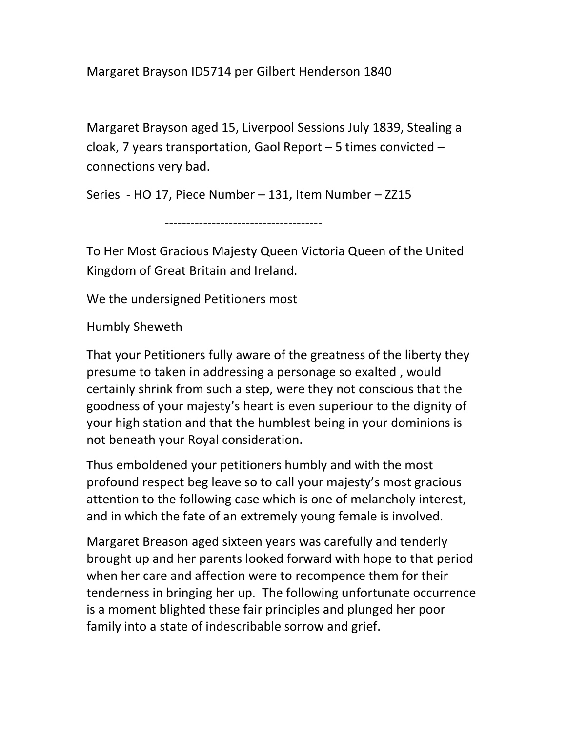Margaret Brayson ID5714 per Gilbert Henderson 1840

Margaret Brayson aged 15, Liverpool Sessions July 1839, Stealing a cloak, 7 years transportation, Gaol Report – 5 times convicted – connections very bad.

Series - HO 17, Piece Number – 131, Item Number – ZZ15

-------------------------------------

To Her Most Gracious Majesty Queen Victoria Queen of the United Kingdom of Great Britain and Ireland.

We the undersigned Petitioners most

Humbly Sheweth

That your Petitioners fully aware of the greatness of the liberty they presume to taken in addressing a personage so exalted , would certainly shrink from such a step, were they not conscious that the goodness of your majesty's heart is even superiour to the dignity of your high station and that the humblest being in your dominions is not beneath your Royal consideration.

Thus emboldened your petitioners humbly and with the most profound respect beg leave so to call your majesty's most gracious attention to the following case which is one of melancholy interest, and in which the fate of an extremely young female is involved.

Margaret Breason aged sixteen years was carefully and tenderly brought up and her parents looked forward with hope to that period when her care and affection were to recompence them for their tenderness in bringing her up. The following unfortunate occurrence is a moment blighted these fair principles and plunged her poor family into a state of indescribable sorrow and grief.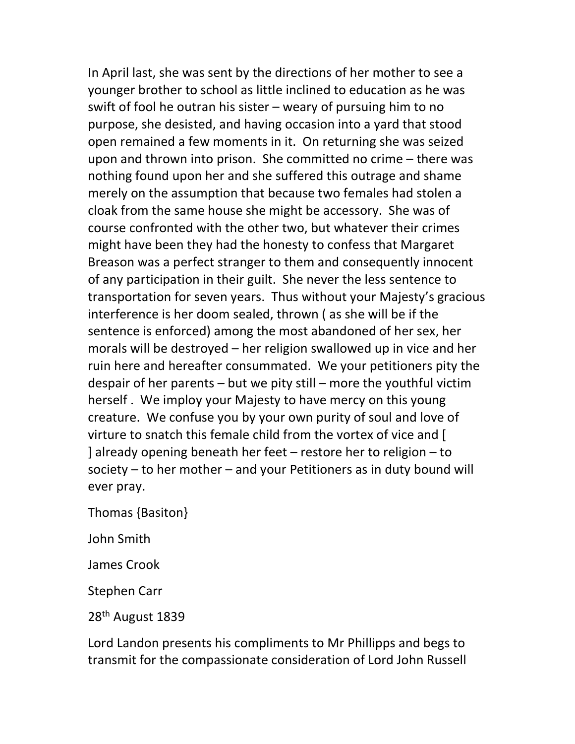In April last, she was sent by the directions of her mother to see a younger brother to school as little inclined to education as he was swift of fool he outran his sister – weary of pursuing him to no purpose, she desisted, and having occasion into a yard that stood open remained a few moments in it. On returning she was seized upon and thrown into prison. She committed no crime – there was nothing found upon her and she suffered this outrage and shame merely on the assumption that because two females had stolen a cloak from the same house she might be accessory. She was of course confronted with the other two, but whatever their crimes might have been they had the honesty to confess that Margaret Breason was a perfect stranger to them and consequently innocent of any participation in their guilt. She never the less sentence to transportation for seven years. Thus without your Majesty's gracious interference is her doom sealed, thrown ( as she will be if the sentence is enforced) among the most abandoned of her sex, her morals will be destroyed – her religion swallowed up in vice and her ruin here and hereafter consummated. We your petitioners pity the despair of her parents – but we pity still – more the youthful victim herself . We imploy your Majesty to have mercy on this young creature. We confuse you by your own purity of soul and love of virture to snatch this female child from the vortex of vice and [ ] already opening beneath her feet – restore her to religion – to society – to her mother – and your Petitioners as in duty bound will ever pray.

Thomas {Basiton}

John Smith

James Crook

Stephen Carr

28th August 1839

Lord Landon presents his compliments to Mr Phillipps and begs to transmit for the compassionate consideration of Lord John Russell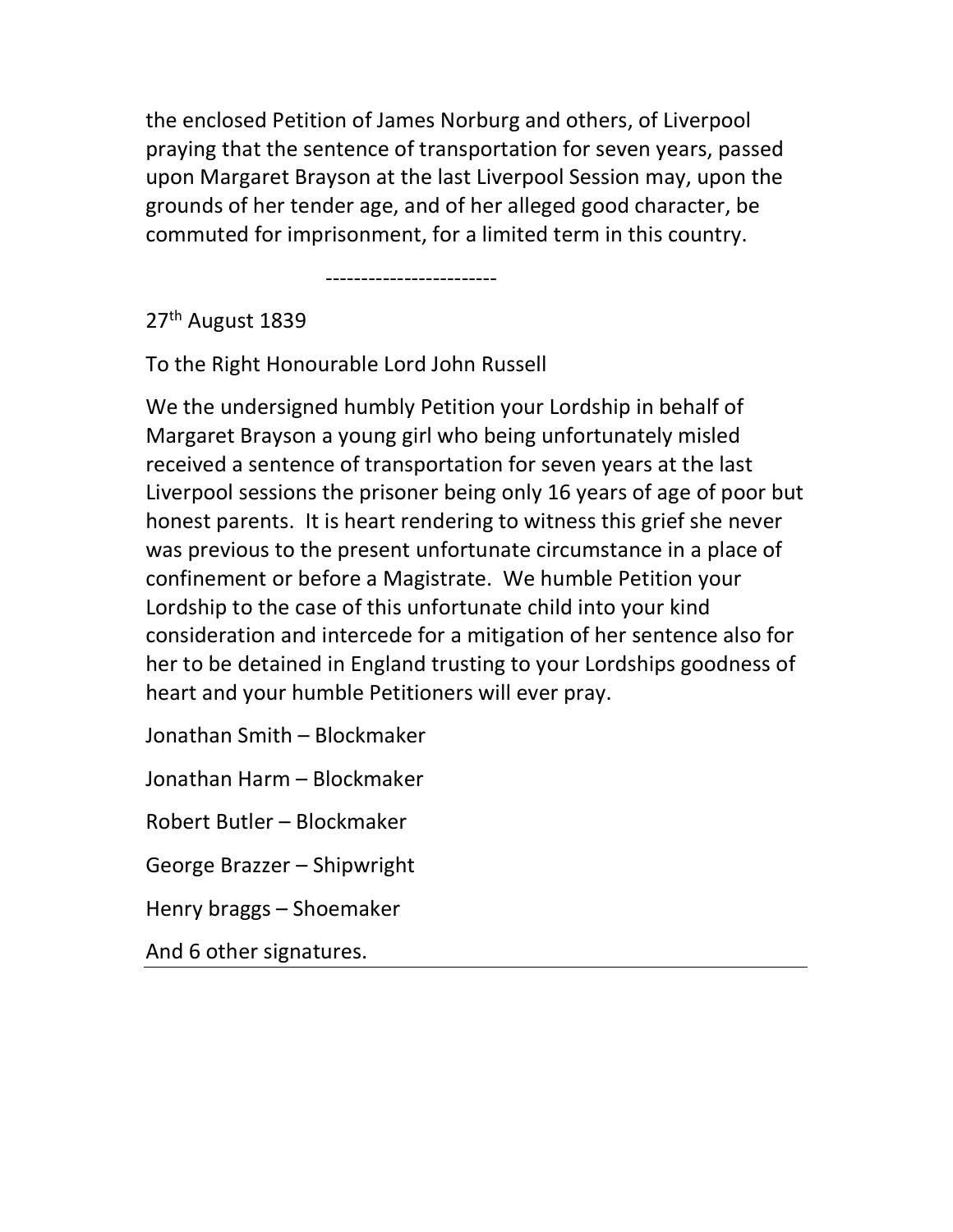the enclosed Petition of James Norburg and others, of Liverpool praying that the sentence of transportation for seven years, passed upon Margaret Brayson at the last Liverpool Session may, upon the grounds of her tender age, and of her alleged good character, be commuted for imprisonment, for a limited term in this country.

------------------------

27th August 1839

To the Right Honourable Lord John Russell

We the undersigned humbly Petition your Lordship in behalf of Margaret Brayson a young girl who being unfortunately misled received a sentence of transportation for seven years at the last Liverpool sessions the prisoner being only 16 years of age of poor but honest parents. It is heart rendering to witness this grief she never was previous to the present unfortunate circumstance in a place of confinement or before a Magistrate. We humble Petition your Lordship to the case of this unfortunate child into your kind consideration and intercede for a mitigation of her sentence also for her to be detained in England trusting to your Lordships goodness of heart and your humble Petitioners will ever pray.

Jonathan Smith – Blockmaker

Jonathan Harm – Blockmaker

Robert Butler – Blockmaker

George Brazzer – Shipwright

Henry braggs – Shoemaker

And 6 other signatures.

---